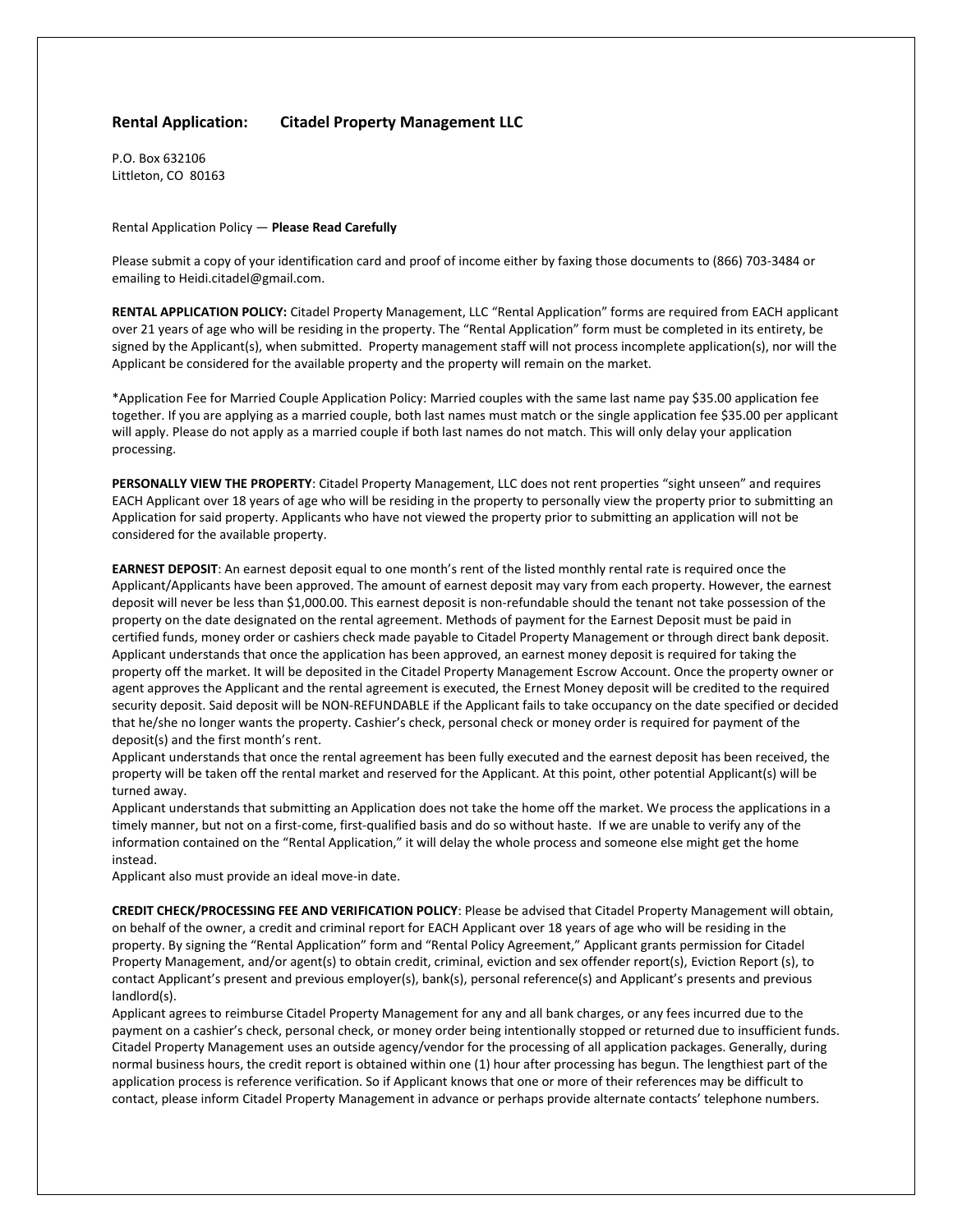## Rental Application: Citadel Property Management LLC

P.O. Box 632106
Littleton, CO 80163

Rental Application Policy — **Please Read Carefully**

Please submit a copy of your identification card and proof of income either by faxing those documents to (866) 703-3484 or emailing to Heidi.citadel@gmail.com.

**RENTAL APPLICATION POLICY:** Citadel Property Management, LLC "Rental Application" forms are required from EACH applicant over 21 years of age who will be residing in the property. The "Rental Application" form must be completed in its entirety, be signed by the Applicant(s), when submitted. Property management staff will not process incomplete application(s), nor will the Applicant be considered for the available property and the property will remain on the market.

*Application Fee for Married Couple Application Policy: Married couples with the same last name pay $35.00 application fee together. If you are applying as a married couple, both last names must match or the single application fee $35.00 per applicant will apply. Please do not apply as a married couple if both last names do not match. This will only delay your application processing.

**PERSONALLY VIEW THE PROPERTY**: Citadel Property Management, LLC does not rent properties "sight unseen" and requires EACH Applicant over 18 years of age who will be residing in the property to personally view the property prior to submitting an Application for said property. Applicants who have not viewed the property prior to submitting an application will not be considered for the available property.

**EARNEST DEPOSIT**: An earnest deposit equal to one month's rent of the listed monthly rental rate is required once the Applicant/Applicants have been approved. The amount of earnest deposit may vary from each property. However, the earnest deposit will never be less than $1,000.00. This earnest deposit is non-refundable should the tenant not take possession of the property on the date designated on the rental agreement. Methods of payment for the Earnest Deposit must be paid in certified funds, money order or cashiers check made payable to Citadel Property Management or through direct bank deposit. Applicant understands that once the application has been approved, an earnest money deposit is required for taking the property off the market. It will be deposited in the Citadel Property Management Escrow Account. Once the property owner or agent approves the Applicant and the rental agreement is executed, the Ernest Money deposit will be credited to the required security deposit. Said deposit will be NON-REFUNDABLE if the Applicant fails to take occupancy on the date specified or decided that he/she no longer wants the property. Cashier's check, personal check or money order is required for payment of the deposit(s) and the first month's rent.

Applicant understands that once the rental agreement has been fully executed and the earnest deposit has been received, the property will be taken off the rental market and reserved for the Applicant. At this point, other potential Applicant(s) will be turned away.

Applicant understands that submitting an Application does not take the home off the market. We process the applications in a timely manner, but not on a first-come, first-qualified basis and do so without haste. If we are unable to verify any of the information contained on the "Rental Application," it will delay the whole process and someone else might get the home instead.

Applicant also must provide an ideal move-in date.

**CREDIT CHECK/PROCESSING FEE AND VERIFICATION POLICY**: Please be advised that Citadel Property Management will obtain, on behalf of the owner, a credit and criminal report for EACH Applicant over 18 years of age who will be residing in the property. By signing the "Rental Application" form and "Rental Policy Agreement," Applicant grants permission for Citadel Property Management, and/or agent(s) to obtain credit, criminal, eviction and sex offender report(s), Eviction Report (s), to contact Applicant's present and previous employer(s), bank(s), personal reference(s) and Applicant's presents and previous landlord(s).

Applicant agrees to reimburse Citadel Property Management for any and all bank charges, or any fees incurred due to the payment on a cashier's check, personal check, or money order being intentionally stopped or returned due to insufficient funds. Citadel Property Management uses an outside agency/vendor for the processing of all application packages. Generally, during normal business hours, the credit report is obtained within one (1) hour after processing has begun. The lengthiest part of the application process is reference verification. So if Applicant knows that one or more of their references may be difficult to contact, please inform Citadel Property Management in advance or perhaps provide alternate contacts' telephone numbers.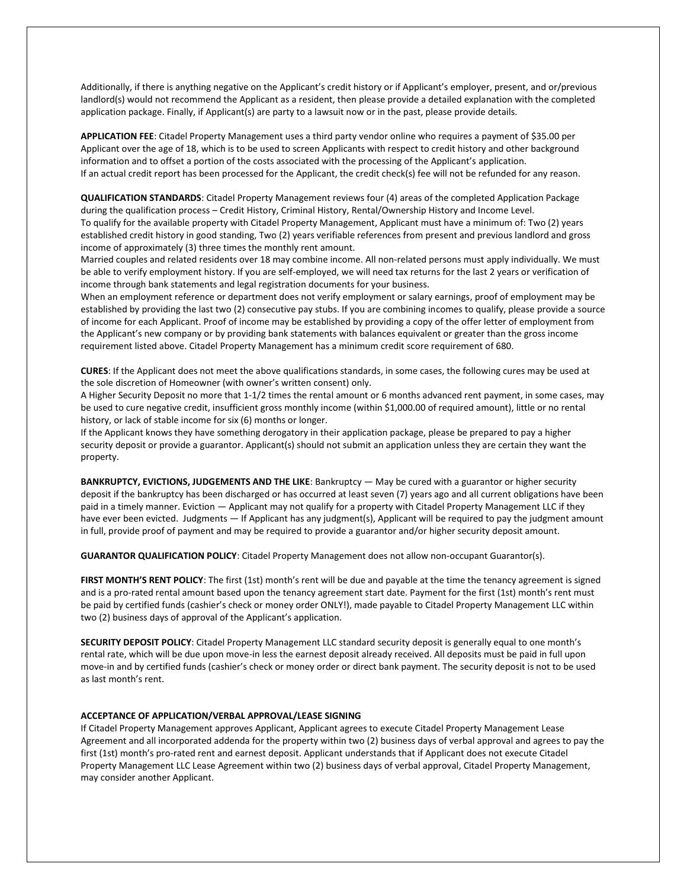Additionally, if there is anything negative on the Applicant's credit history or if Applicant's employer, present, and or/previous landlord(s) would not recommend the Applicant as a resident, then please provide a detailed explanation with the completed application package. Finally, if Applicant(s) are party to a lawsuit now or in the past, please provide details.

**APPLICATION FEE**: Citadel Property Management uses a third party vendor online who requires a payment of $35.00 per Applicant over the age of 18, which is to be used to screen Applicants with respect to credit history and other background information and to offset a portion of the costs associated with the processing of the Applicant's application.
If an actual credit report has been processed for the Applicant, the credit check(s) fee will not be refunded for any reason.

**QUALIFICATION STANDARDS**: Citadel Property Management reviews four (4) areas of the completed Application Package during the qualification process – Credit History, Criminal History, Rental/Ownership History and Income Level.
To qualify for the available property with Citadel Property Management, Applicant must have a minimum of: Two (2) years established credit history in good standing, Two (2) years verifiable references from present and previous landlord and gross income of approximately (3) three times the monthly rent amount.
Married couples and related residents over 18 may combine income. All non-related persons must apply individually. We must be able to verify employment history. If you are self-employed, we will need tax returns for the last 2 years or verification of income through bank statements and legal registration documents for your business.
When an employment reference or department does not verify employment or salary earnings, proof of employment may be established by providing the last two (2) consecutive pay stubs. If you are combining incomes to qualify, please provide a source of income for each Applicant. Proof of income may be established by providing a copy of the offer letter of employment from the Applicant's new company or by providing bank statements with balances equivalent or greater than the gross income requirement listed above. Citadel Property Management has a minimum credit score requirement of 680.

**CURES**: If the Applicant does not meet the above qualifications standards, in some cases, the following cures may be used at the sole discretion of Homeowner (with owner's written consent) only.
A Higher Security Deposit no more that 1-1/2 times the rental amount or 6 months advanced rent payment, in some cases, may be used to cure negative credit, insufficient gross monthly income (within $1,000.00 of required amount), little or no rental history, or lack of stable income for six (6) months or longer.
If the Applicant knows they have something derogatory in their application package, please be prepared to pay a higher security deposit or provide a guarantor. Applicant(s) should not submit an application unless they are certain they want the property.

**BANKRUPTCY, EVICTIONS, JUDGEMENTS AND THE LIKE**: Bankruptcy — May be cured with a guarantor or higher security deposit if the bankruptcy has been discharged or has occurred at least seven (7) years ago and all current obligations have been paid in a timely manner. Eviction — Applicant may not qualify for a property with Citadel Property Management LLC if they have ever been evicted. Judgments — If Applicant has any judgment(s), Applicant will be required to pay the judgment amount in full, provide proof of payment and may be required to provide a guarantor and/or higher security deposit amount.

**GUARANTOR QUALIFICATION POLICY**: Citadel Property Management does not allow non-occupant Guarantor(s).

**FIRST MONTH'S RENT POLICY**: The first (1st) month's rent will be due and payable at the time the tenancy agreement is signed and is a pro-rated rental amount based upon the tenancy agreement start date. Payment for the first (1st) month's rent must be paid by certified funds (cashier's check or money order ONLY!), made payable to Citadel Property Management LLC within two (2) business days of approval of the Applicant's application.

**SECURITY DEPOSIT POLICY**: Citadel Property Management LLC standard security deposit is generally equal to one month's rental rate, which will be due upon move-in less the earnest deposit already received. All deposits must be paid in full upon move-in and by certified funds (cashier's check or money order or direct bank payment. The security deposit is not to be used as last month's rent.

**ACCEPTANCE OF APPLICATION/VERBAL APPROVAL/LEASE SIGNING**

If Citadel Property Management approves Applicant, Applicant agrees to execute Citadel Property Management Lease Agreement and all incorporated addenda for the property within two (2) business days of verbal approval and agrees to pay the first (1st) month's pro-rated rent and earnest deposit. Applicant understands that if Applicant does not execute Citadel Property Management LLC Lease Agreement within two (2) business days of verbal approval, Citadel Property Management, may consider another Applicant.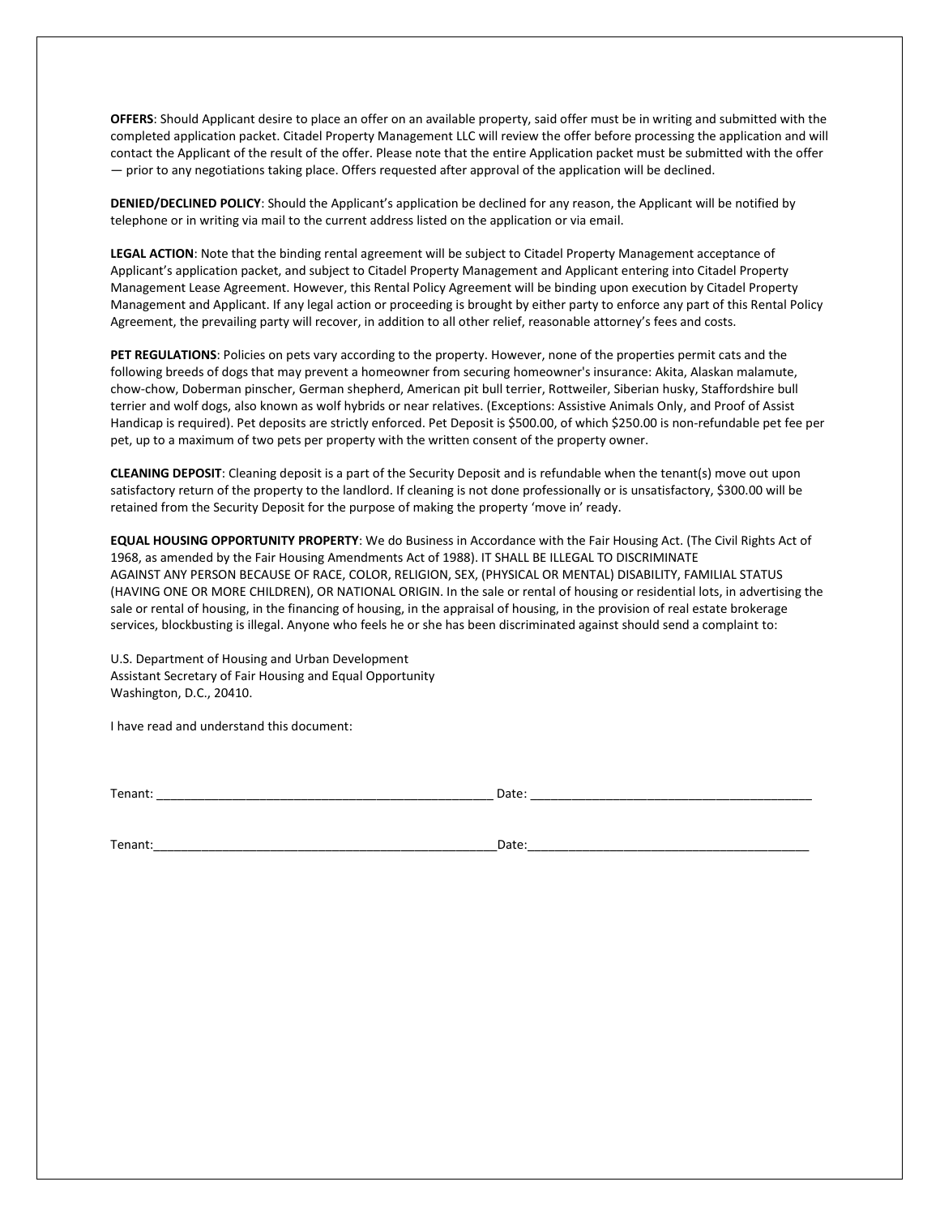**OFFERS**: Should Applicant desire to place an offer on an available property, said offer must be in writing and submitted with the completed application packet. Citadel Property Management LLC will review the offer before processing the application and will contact the Applicant of the result of the offer. Please note that the entire Application packet must be submitted with the offer — prior to any negotiations taking place. Offers requested after approval of the application will be declined.

**DENIED/DECLINED POLICY**: Should the Applicant's application be declined for any reason, the Applicant will be notified by telephone or in writing via mail to the current address listed on the application or via email.

**LEGAL ACTION**: Note that the binding rental agreement will be subject to Citadel Property Management acceptance of Applicant's application packet, and subject to Citadel Property Management and Applicant entering into Citadel Property Management Lease Agreement. However, this Rental Policy Agreement will be binding upon execution by Citadel Property Management and Applicant. If any legal action or proceeding is brought by either party to enforce any part of this Rental Policy Agreement, the prevailing party will recover, in addition to all other relief, reasonable attorney's fees and costs.

**PET REGULATIONS**: Policies on pets vary according to the property. However, none of the properties permit cats and the following breeds of dogs that may prevent a homeowner from securing homeowner's insurance: Akita, Alaskan malamute, chow-chow, Doberman pinscher, German shepherd, American pit bull terrier, Rottweiler, Siberian husky, Staffordshire bull terrier and wolf dogs, also known as wolf hybrids or near relatives. (Exceptions: Assistive Animals Only, and Proof of Assist Handicap is required). Pet deposits are strictly enforced. Pet Deposit is $500.00, of which $250.00 is non-refundable pet fee per pet, up to a maximum of two pets per property with the written consent of the property owner.

**CLEANING DEPOSIT**: Cleaning deposit is a part of the Security Deposit and is refundable when the tenant(s) move out upon satisfactory return of the property to the landlord. If cleaning is not done professionally or is unsatisfactory, $300.00 will be retained from the Security Deposit for the purpose of making the property 'move in' ready.

**EQUAL HOUSING OPPORTUNITY PROPERTY**: We do Business in Accordance with the Fair Housing Act. (The Civil Rights Act of 1968, as amended by the Fair Housing Amendments Act of 1988). IT SHALL BE ILLEGAL TO DISCRIMINATE AGAINST ANY PERSON BECAUSE OF RACE, COLOR, RELIGION, SEX, (PHYSICAL OR MENTAL) DISABILITY, FAMILIAL STATUS (HAVING ONE OR MORE CHILDREN), OR NATIONAL ORIGIN. In the sale or rental of housing or residential lots, in advertising the sale or rental of housing, in the financing of housing, in the appraisal of housing, in the provision of real estate brokerage services, blockbusting is illegal. Anyone who feels he or she has been discriminated against should send a complaint to:

U.S. Department of Housing and Urban Development
Assistant Secretary of Fair Housing and Equal Opportunity
Washington, D.C., 20410.

I have read and understand this document:

Tenant: ___________________________________________________ Date: __________________________________________

Tenant:____________________________________________________Date:__________________________________________